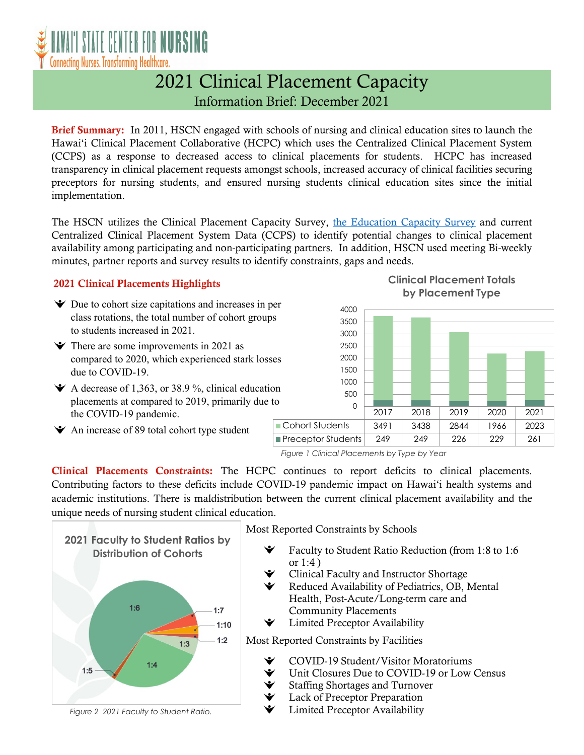# HAWAI'I STATE CENTER FOR NURSING

Connecting Nurses. Transforming Healthcare.

## 2021 Clinical Placement Capacity

### Information Brief: December 2021

**Brief Summary:** In 2011, HSCN engaged with schools of nursing and clinical education sites to launch the Hawai'i Clinical Placement Collaborative (HCPC) which uses the Centralized Clinical Placement System (CCPS) as a response to decreased access to clinical placements for students. HCPC has increased transparency in clinical placement requests amongst schools, increased accuracy of clinical facilities securing preceptors for nursing students, and ensured nursing students clinical education sites since the initial implementation.

The HSCN utilizes the Clinical Placement Capacity Survey, [the Education Capacity Survey]() and current Centralized Clinical Placement System Data (CCPS) to identify potential changes to clinical placement availability among participating and non-participating partners. In addition, HSCN used meeting Bi-weekly minutes, partner reports and survey results to identify constraints, gaps and needs.

### 2021 Clinical Placements Highlights

- Due to cohort size capitations and increases in per class rotations, the total number of cohort groups to students increased in 2021.
- There are some improvements in 2021 as compared to 2020, which experienced stark losses due to COVID-19.
- A decrease of 1,363, or 38.9 %, clinical education placements at compared to 2019, primarily due to the COVID-19 pandemic.
- An increase of 89 total cohort type student

**Clinical Placement Totals by Placement Type**

| | 2017 | 2018 | 2019 | 2020 | 2021 |
|---|---|---|---|---|---|
| Cohort Students | 3491 | 3438 | 2844 | 1966 | 2023 |
| Preceptor Students | 249 | 249 | 226 | 229 | 261 |

*Figure 1 Clinical Placements by Type by Year*

**Clinical Placements Constraints:** The HCPC continues to report deficits to clinical placements. Contributing factors to these deficits include COVID-19 pandemic impact on Hawai'i health systems and academic institutions. There is maldistribution between the current clinical placement availability and the unique needs of nursing student clinical education.

**2021 Faculty to Student Ratios by Distribution of Cohorts**

(Pie chart segments: 1:6, 1:7, 1:10, 1:2, 1:3, 1:4, 1:5)

*Figure 2 2021 Faculty to Student Ratio.*

Most Reported Constraints by Schools

- Faculty to Student Ratio Reduction (from 1:8 to 1:6 or 1:4 )
- Clinical Faculty and Instructor Shortage
- Reduced Availability of Pediatrics, OB, Mental Health, Post-Acute/Long-term care and Community Placements
- Limited Preceptor Availability

Most Reported Constraints by Facilities

- COVID-19 Student/Visitor Moratoriums
- Unit Closures Due to COVID-19 or Low Census
- Staffing Shortages and Turnover
- Lack of Preceptor Preparation
- Limited Preceptor Availability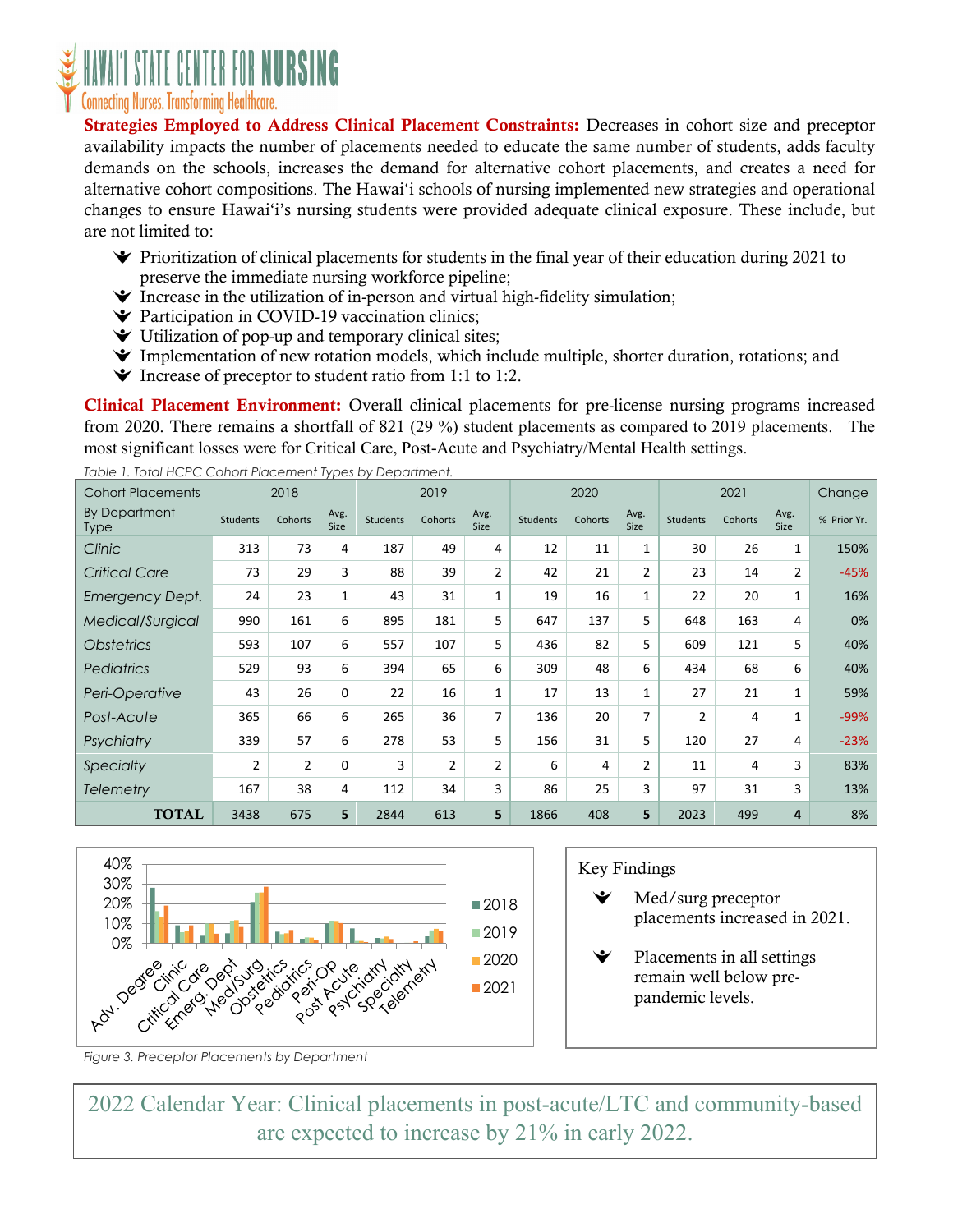HAWAI'I STATE CENTER FOR NURSING
Connecting Nurses. Transforming Healthcare.

**Strategies Employed to Address Clinical Placement Constraints:** Decreases in cohort size and preceptor availability impacts the number of placements needed to educate the same number of students, adds faculty demands on the schools, increases the demand for alternative cohort placements, and creates a need for alternative cohort compositions. The Hawai'i schools of nursing implemented new strategies and operational changes to ensure Hawai'i's nursing students were provided adequate clinical exposure. These include, but are not limited to:

- Prioritization of clinical placements for students in the final year of their education during 2021 to preserve the immediate nursing workforce pipeline;
- Increase in the utilization of in-person and virtual high-fidelity simulation;
- Participation in COVID-19 vaccination clinics;
- Utilization of pop-up and temporary clinical sites;
- Implementation of new rotation models, which include multiple, shorter duration, rotations; and
- Increase of preceptor to student ratio from 1:1 to 1:2.

**Clinical Placement Environment:** Overall clinical placements for pre-license nursing programs increased from 2020. There remains a shortfall of 821 (29 %) student placements as compared to 2019 placements. The most significant losses were for Critical Care, Post-Acute and Psychiatry/Mental Health settings.

*Table 1. Total HCPC Cohort Placement Types by Department.*

| Cohort Placements | 2018 | | | 2019 | | | 2020 | | | 2021 | | | Change |
|---|---|---|---|---|---|---|---|---|---|---|---|---|---|
| By Department Type | Students | Cohorts | Avg. Size | Students | Cohorts | Avg. Size | Students | Cohorts | Avg. Size | Students | Cohorts | Avg. Size | % Prior Yr. |
| *Clinic* | 313 | 73 | 4 | 187 | 49 | 4 | 12 | 11 | 1 | 30 | 26 | 1 | 150% |
| *Critical Care* | 73 | 29 | 3 | 88 | 39 | 2 | 42 | 21 | 2 | 23 | 14 | 2 | -45% |
| *Emergency Dept.* | 24 | 23 | 1 | 43 | 31 | 1 | 19 | 16 | 1 | 22 | 20 | 1 | 16% |
| *Medical/Surgical* | 990 | 161 | 6 | 895 | 181 | 5 | 647 | 137 | 5 | 648 | 163 | 4 | 0% |
| *Obstetrics* | 593 | 107 | 6 | 557 | 107 | 5 | 436 | 82 | 5 | 609 | 121 | 5 | 40% |
| *Pediatrics* | 529 | 93 | 6 | 394 | 65 | 6 | 309 | 48 | 6 | 434 | 68 | 6 | 40% |
| *Peri-Operative* | 43 | 26 | 0 | 22 | 16 | 1 | 17 | 13 | 1 | 27 | 21 | 1 | 59% |
| *Post-Acute* | 365 | 66 | 6 | 265 | 36 | 7 | 136 | 20 | 7 | 2 | 4 | 1 | -99% |
| *Psychiatry* | 339 | 57 | 6 | 278 | 53 | 5 | 156 | 31 | 5 | 120 | 27 | 4 | -23% |
| *Specialty* | 2 | 2 | 0 | 3 | 2 | 2 | 6 | 4 | 2 | 11 | 4 | 3 | 83% |
| *Telemetry* | 167 | 38 | 4 | 112 | 34 | 3 | 86 | 25 | 3 | 97 | 31 | 3 | 13% |
| **TOTAL** | 3438 | 675 | **5** | 2844 | 613 | **5** | 1866 | 408 | **5** | 2023 | 499 | **4** | 8% |

40%
30%
20%
10%
0%
Adv. Degree, Clinic, Critical Care, Emerg. Dept, Med/Surg, Obstetrics, Pediatrics, Peri-Op, Post Acute, Psychiatry, Specialty, Telemetry
2018
2019
2020
2021

*Figure 3. Preceptor Placements by Department*

Key Findings

- Med/surg preceptor placements increased in 2021.
- Placements in all settings remain well below pre-pandemic levels.

2022 Calendar Year: Clinical placements in post-acute/LTC and community-based are expected to increase by 21% in early 2022.